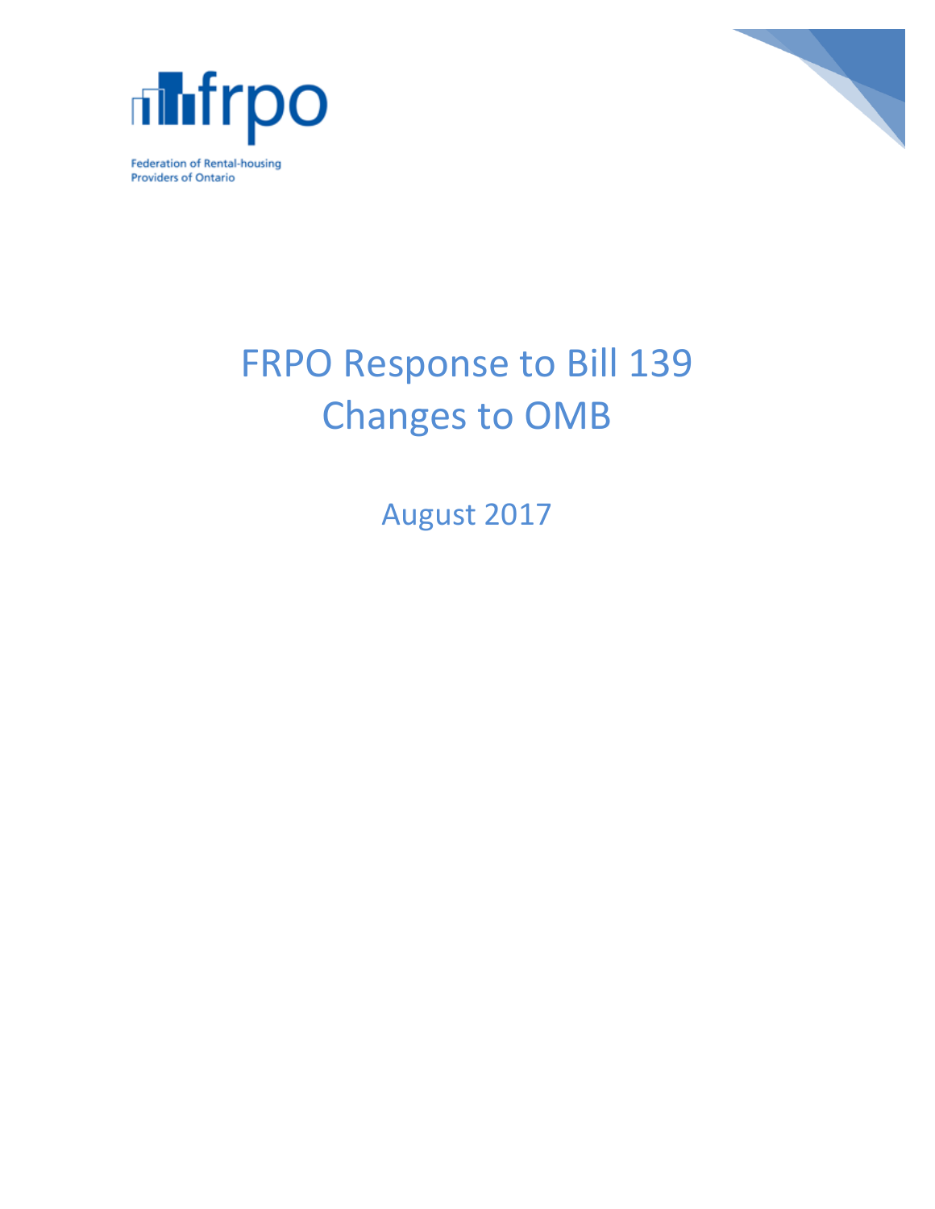frpo

Federation of Rental-housing Providers of Ontario

# FRPO Response to Bill 139 Changes to OMB

August 2017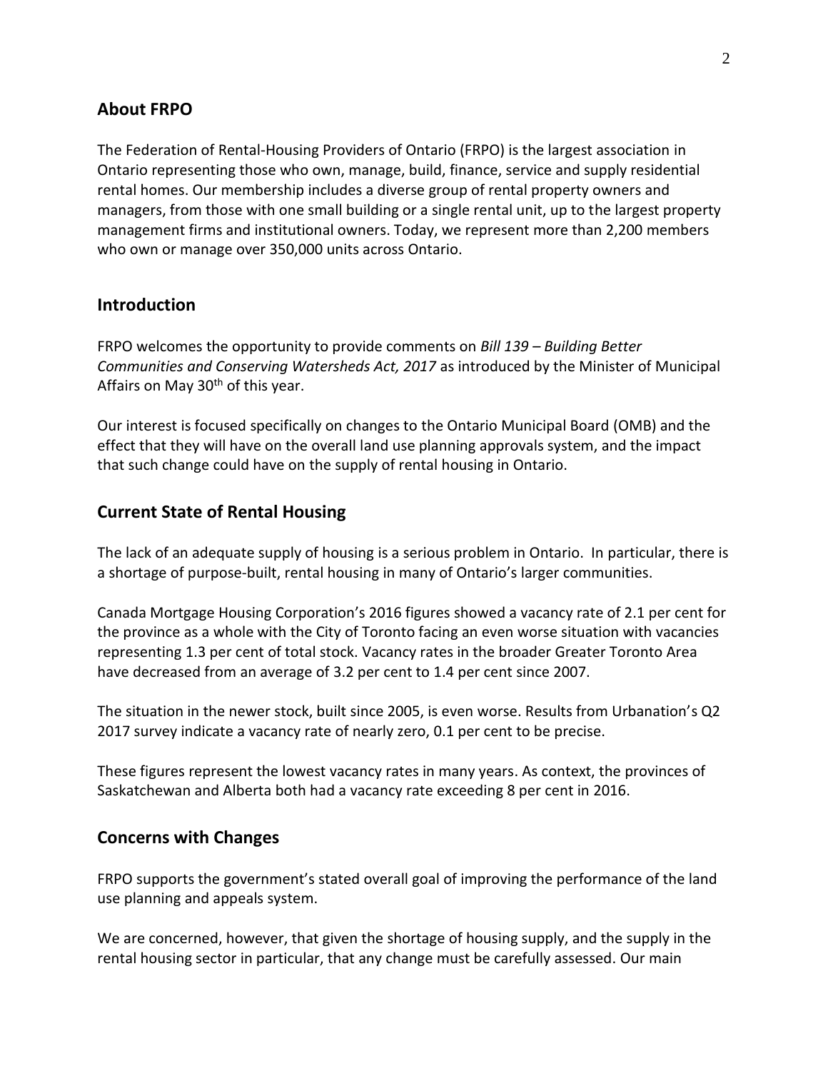## About FRPO

The Federation of Rental-Housing Providers of Ontario (FRPO) is the largest association in Ontario representing those who own, manage, build, finance, service and supply residential rental homes. Our membership includes a diverse group of rental property owners and managers, from those with one small building or a single rental unit, up to the largest property management firms and institutional owners. Today, we represent more than 2,200 members who own or manage over 350,000 units across Ontario.

## Introduction

FRPO welcomes the opportunity to provide comments on *Bill 139 – Building Better Communities and Conserving Watersheds Act, 2017* as introduced by the Minister of Municipal Affairs on May 30th of this year.

Our interest is focused specifically on changes to the Ontario Municipal Board (OMB) and the effect that they will have on the overall land use planning approvals system, and the impact that such change could have on the supply of rental housing in Ontario.

## Current State of Rental Housing

The lack of an adequate supply of housing is a serious problem in Ontario. In particular, there is a shortage of purpose-built, rental housing in many of Ontario's larger communities.

Canada Mortgage Housing Corporation's 2016 figures showed a vacancy rate of 2.1 per cent for the province as a whole with the City of Toronto facing an even worse situation with vacancies representing 1.3 per cent of total stock. Vacancy rates in the broader Greater Toronto Area have decreased from an average of 3.2 per cent to 1.4 per cent since 2007.

The situation in the newer stock, built since 2005, is even worse. Results from Urbanation's Q2 2017 survey indicate a vacancy rate of nearly zero, 0.1 per cent to be precise.

These figures represent the lowest vacancy rates in many years. As context, the provinces of Saskatchewan and Alberta both had a vacancy rate exceeding 8 per cent in 2016.

## Concerns with Changes

FRPO supports the government's stated overall goal of improving the performance of the land use planning and appeals system.

We are concerned, however, that given the shortage of housing supply, and the supply in the rental housing sector in particular, that any change must be carefully assessed. Our main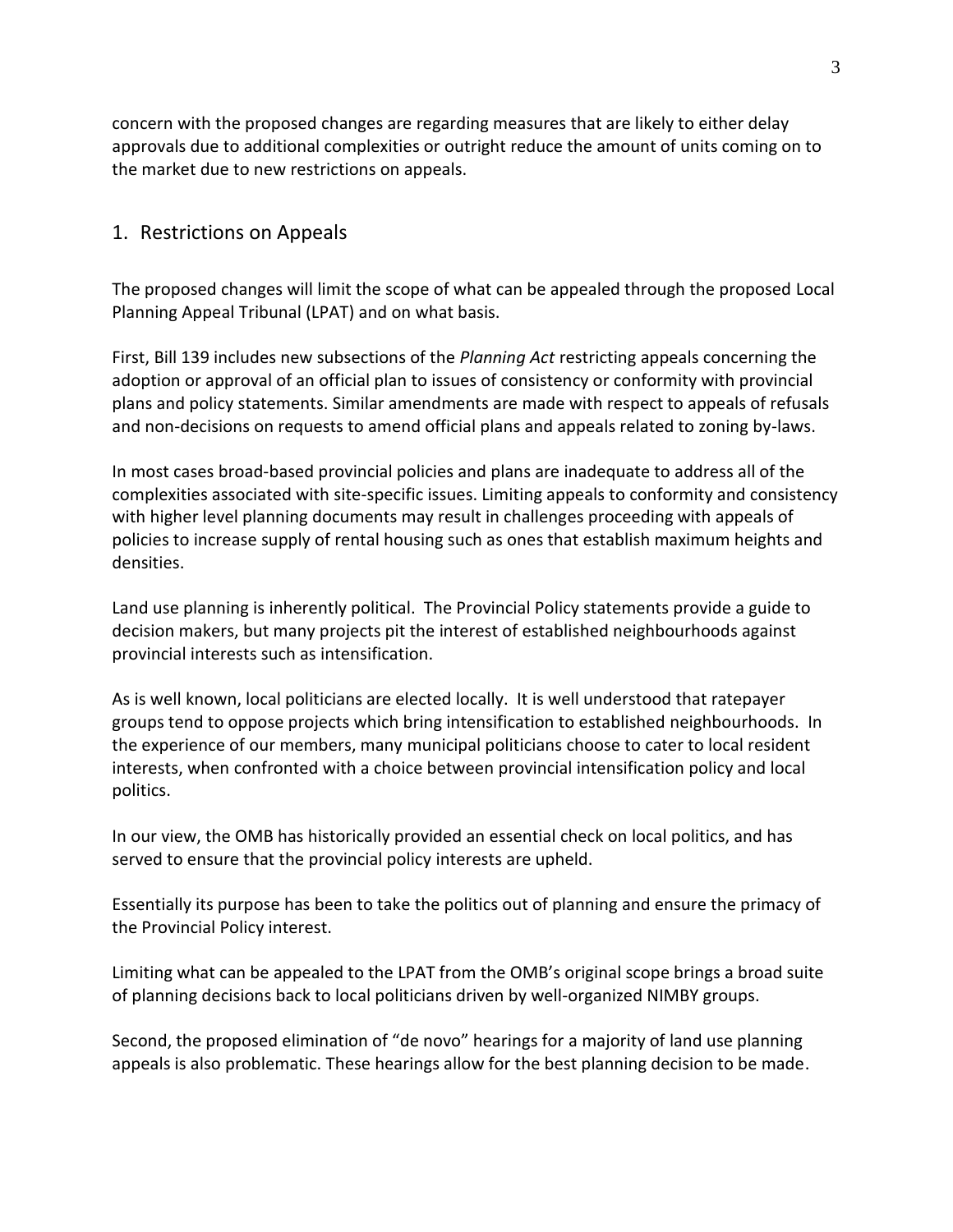concern with the proposed changes are regarding measures that are likely to either delay approvals due to additional complexities or outright reduce the amount of units coming on to the market due to new restrictions on appeals.

## 1. Restrictions on Appeals

The proposed changes will limit the scope of what can be appealed through the proposed Local Planning Appeal Tribunal (LPAT) and on what basis.

First, Bill 139 includes new subsections of the *Planning Act* restricting appeals concerning the adoption or approval of an official plan to issues of consistency or conformity with provincial plans and policy statements. Similar amendments are made with respect to appeals of refusals and non-decisions on requests to amend official plans and appeals related to zoning by-laws.

In most cases broad-based provincial policies and plans are inadequate to address all of the complexities associated with site-specific issues. Limiting appeals to conformity and consistency with higher level planning documents may result in challenges proceeding with appeals of policies to increase supply of rental housing such as ones that establish maximum heights and densities.

Land use planning is inherently political. The Provincial Policy statements provide a guide to decision makers, but many projects pit the interest of established neighbourhoods against provincial interests such as intensification.

As is well known, local politicians are elected locally. It is well understood that ratepayer groups tend to oppose projects which bring intensification to established neighbourhoods. In the experience of our members, many municipal politicians choose to cater to local resident interests, when confronted with a choice between provincial intensification policy and local politics.

In our view, the OMB has historically provided an essential check on local politics, and has served to ensure that the provincial policy interests are upheld.

Essentially its purpose has been to take the politics out of planning and ensure the primacy of the Provincial Policy interest.

Limiting what can be appealed to the LPAT from the OMB's original scope brings a broad suite of planning decisions back to local politicians driven by well-organized NIMBY groups.

Second, the proposed elimination of "de novo" hearings for a majority of land use planning appeals is also problematic. These hearings allow for the best planning decision to be made.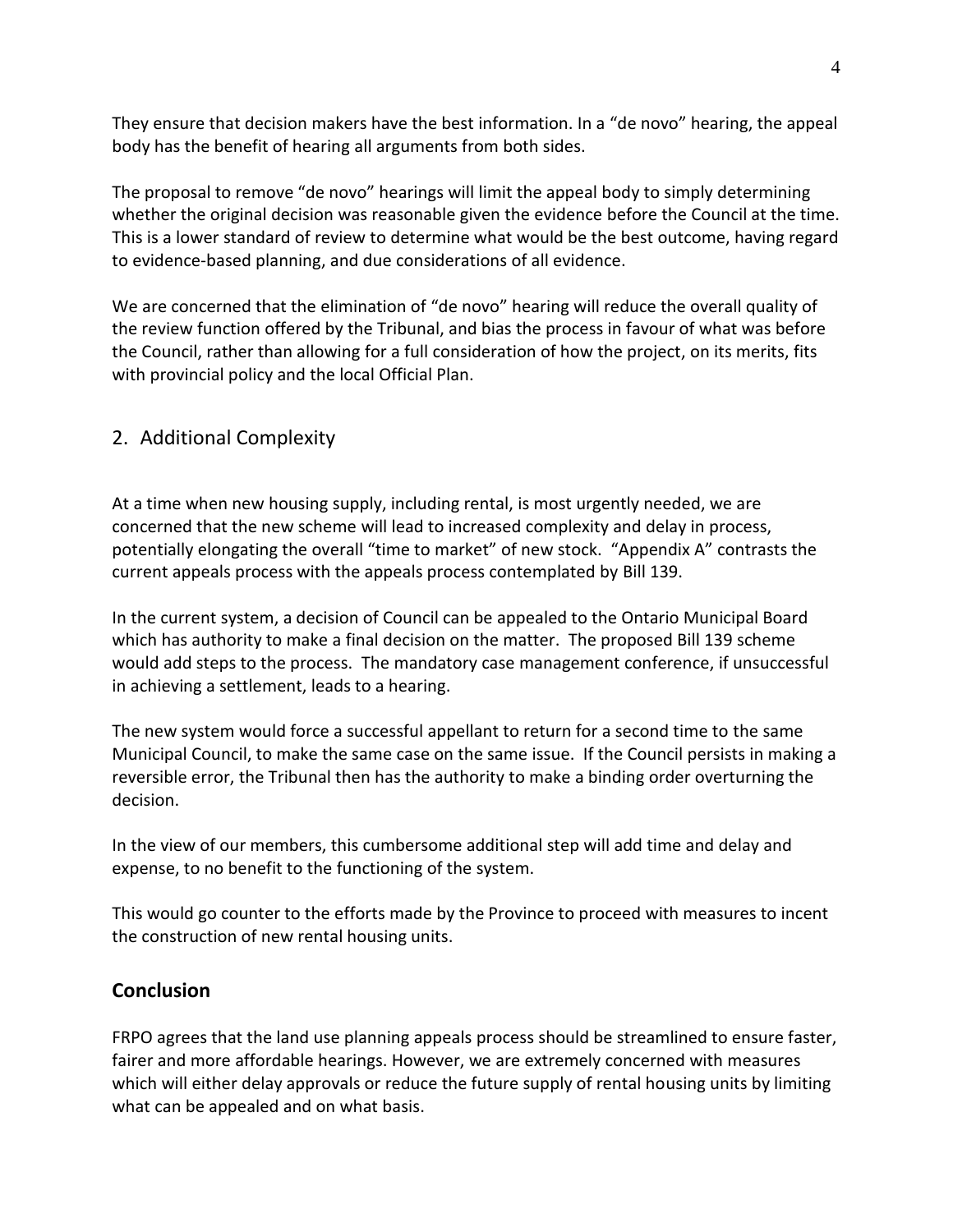They ensure that decision makers have the best information. In a "de novo" hearing, the appeal body has the benefit of hearing all arguments from both sides.

The proposal to remove "de novo" hearings will limit the appeal body to simply determining whether the original decision was reasonable given the evidence before the Council at the time. This is a lower standard of review to determine what would be the best outcome, having regard to evidence-based planning, and due considerations of all evidence.

We are concerned that the elimination of "de novo" hearing will reduce the overall quality of the review function offered by the Tribunal, and bias the process in favour of what was before the Council, rather than allowing for a full consideration of how the project, on its merits, fits with provincial policy and the local Official Plan.

## 2. Additional Complexity

At a time when new housing supply, including rental, is most urgently needed, we are concerned that the new scheme will lead to increased complexity and delay in process, potentially elongating the overall "time to market" of new stock. "Appendix A" contrasts the current appeals process with the appeals process contemplated by Bill 139.

In the current system, a decision of Council can be appealed to the Ontario Municipal Board which has authority to make a final decision on the matter. The proposed Bill 139 scheme would add steps to the process. The mandatory case management conference, if unsuccessful in achieving a settlement, leads to a hearing.

The new system would force a successful appellant to return for a second time to the same Municipal Council, to make the same case on the same issue. If the Council persists in making a reversible error, the Tribunal then has the authority to make a binding order overturning the decision.

In the view of our members, this cumbersome additional step will add time and delay and expense, to no benefit to the functioning of the system.

This would go counter to the efforts made by the Province to proceed with measures to incent the construction of new rental housing units.

## Conclusion

FRPO agrees that the land use planning appeals process should be streamlined to ensure faster, fairer and more affordable hearings. However, we are extremely concerned with measures which will either delay approvals or reduce the future supply of rental housing units by limiting what can be appealed and on what basis.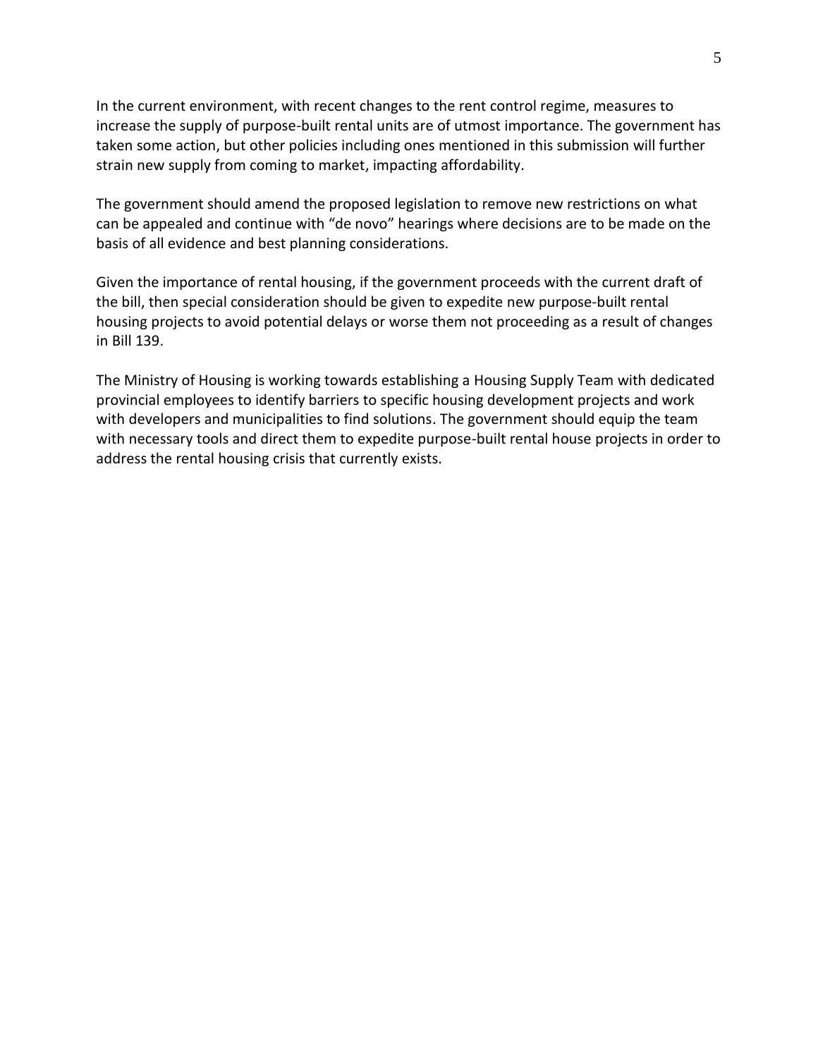In the current environment, with recent changes to the rent control regime, measures to increase the supply of purpose-built rental units are of utmost importance. The government has taken some action, but other policies including ones mentioned in this submission will further strain new supply from coming to market, impacting affordability.

The government should amend the proposed legislation to remove new restrictions on what can be appealed and continue with "de novo" hearings where decisions are to be made on the basis of all evidence and best planning considerations.

Given the importance of rental housing, if the government proceeds with the current draft of the bill, then special consideration should be given to expedite new purpose-built rental housing projects to avoid potential delays or worse them not proceeding as a result of changes in Bill 139.

The Ministry of Housing is working towards establishing a Housing Supply Team with dedicated provincial employees to identify barriers to specific housing development projects and work with developers and municipalities to find solutions. The government should equip the team with necessary tools and direct them to expedite purpose-built rental house projects in order to address the rental housing crisis that currently exists.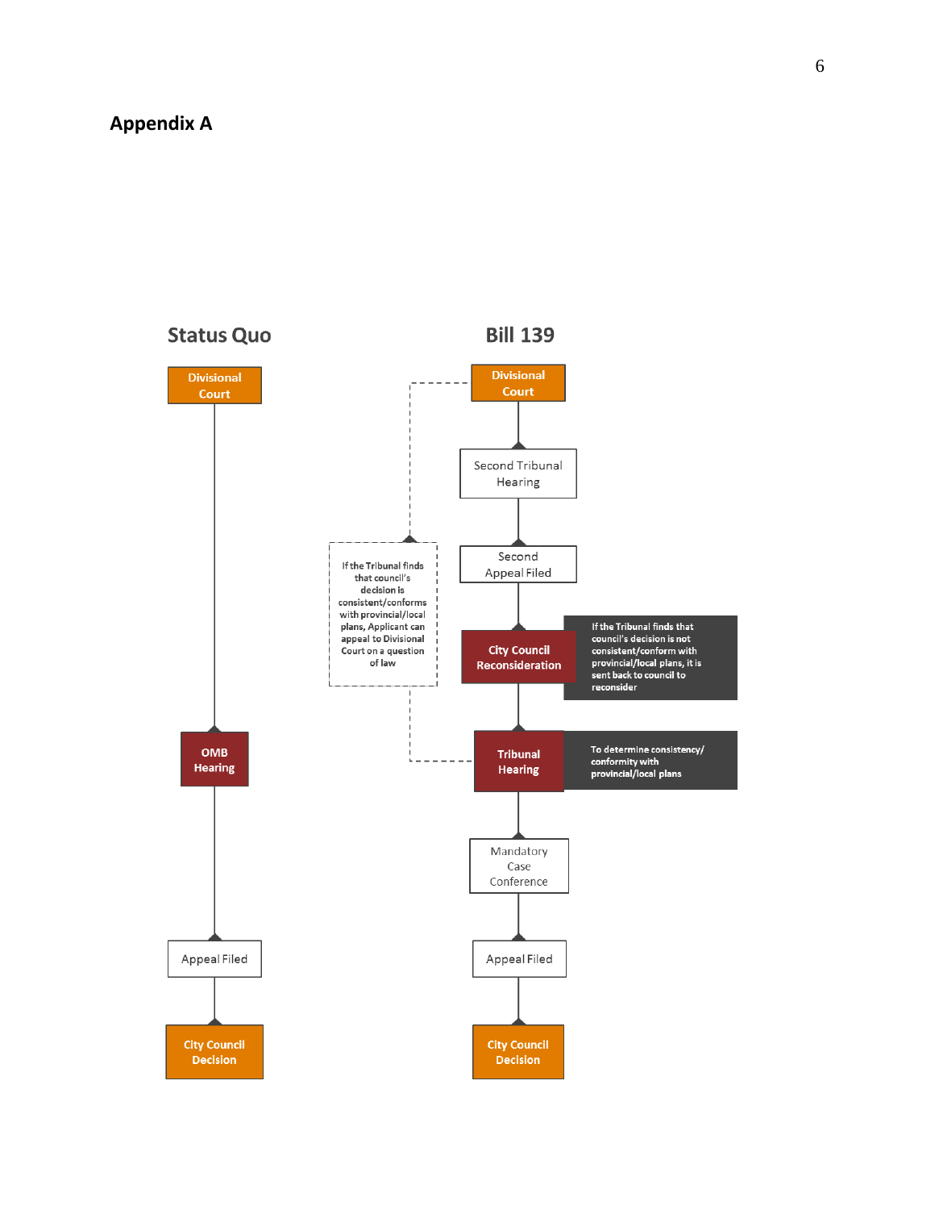## Appendix A

Status Quo

Divisional Court

OMB Hearing

Appeal Filed

City Council Decision

Bill 139

Divisional Court

Second Tribunal Hearing

Second Appeal Filed

If the Tribunal finds that council's decision is consistent/conforms with provincial/local plans, Applicant can appeal to Divisional Court on a question of law

City Council Reconsideration

If the Tribunal finds that council's decision is not consistent/conform with provincial/local plans, it is sent back to council to reconsider

Tribunal Hearing

To determine consistency/ conformity with provincial/local plans

Mandatory Case Conference

Appeal Filed

City Council Decision